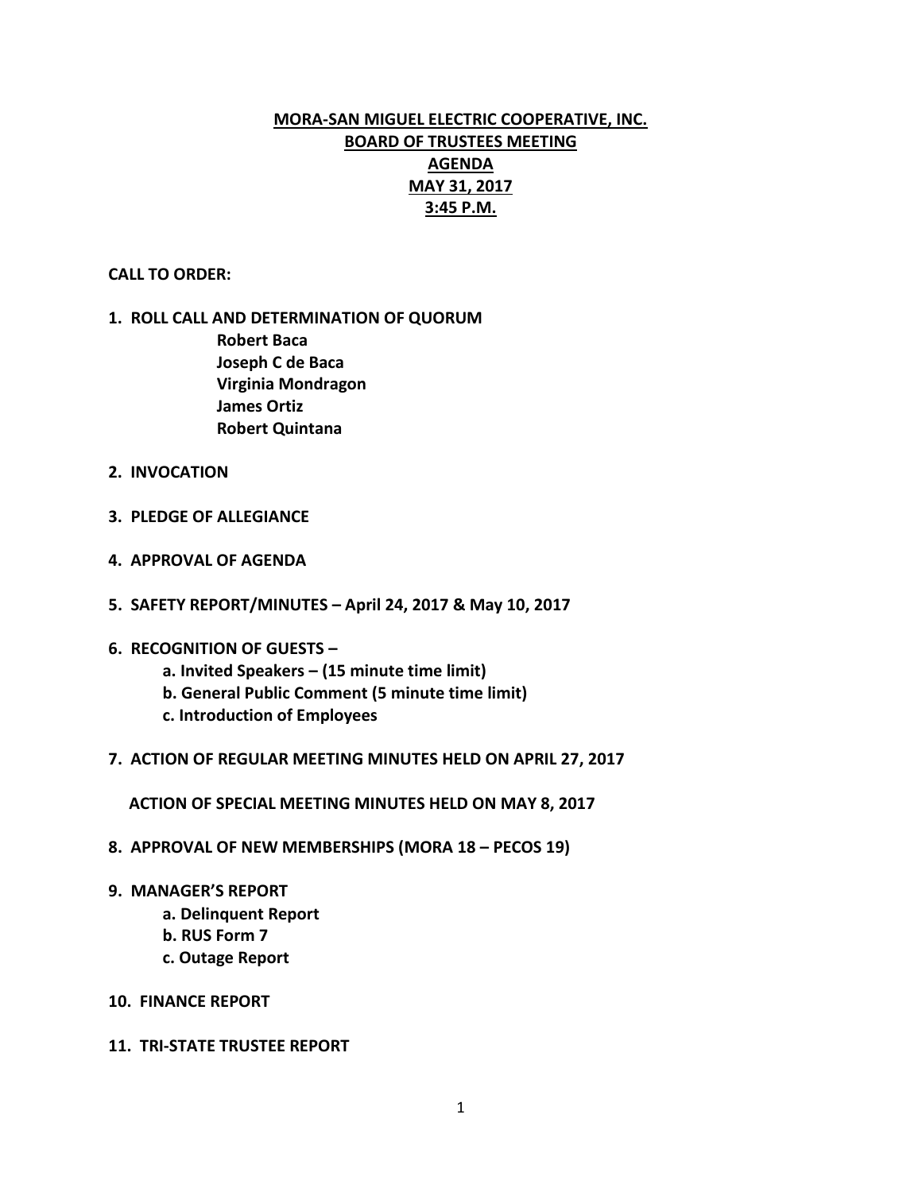# MORA-SAN MIGUEL ELECTRIC COOPERATIVE, INC.
## BOARD OF TRUSTEES MEETING
## AGENDA
## MAY 31, 2017
## 3:45 P.M.

**CALL TO ORDER:**

1. **ROLL CALL AND DETERMINATION OF QUORUM**
   - **Robert Baca**
   - **Joseph C de Baca**
   - **Virginia Mondragon**
   - **James Ortiz**
   - **Robert Quintana**

2. **INVOCATION**

3. **PLEDGE OF ALLEGIANCE**

4. **APPROVAL OF AGENDA**

5. **SAFETY REPORT/MINUTES – April 24, 2017 & May 10, 2017**

6. **RECOGNITION OF GUESTS –**
   - **a. Invited Speakers – (15 minute time limit)**
   - **b. General Public Comment (5 minute time limit)**
   - **c. Introduction of Employees**

7. **ACTION OF REGULAR MEETING MINUTES HELD ON APRIL 27, 2017**

   **ACTION OF SPECIAL MEETING MINUTES HELD ON MAY 8, 2017**

8. **APPROVAL OF NEW MEMBERSHIPS (MORA 18 – PECOS 19)**

9. **MANAGER'S REPORT**
   - **a. Delinquent Report**
   - **b. RUS Form 7**
   - **c. Outage Report**

10. **FINANCE REPORT**

11. **TRI-STATE TRUSTEE REPORT**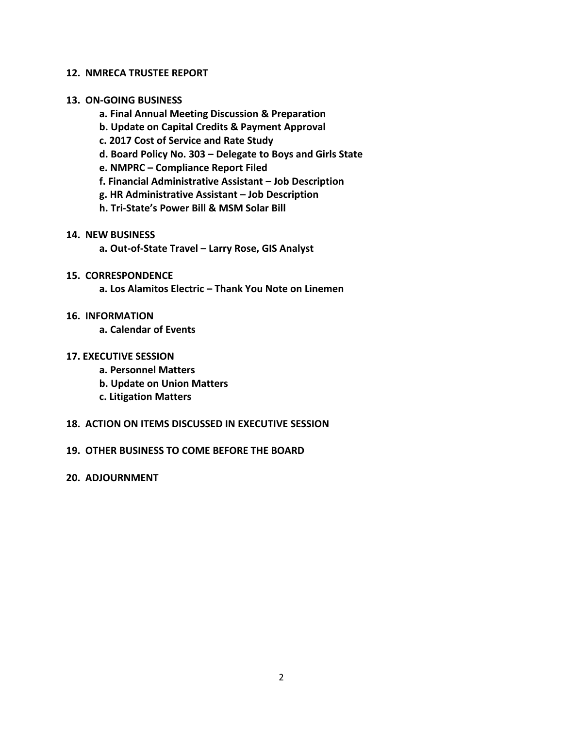**12. NMRECA TRUSTEE REPORT**

**13. ON-GOING BUSINESS**

- **a. Final Annual Meeting Discussion & Preparation**
- **b. Update on Capital Credits & Payment Approval**
- **c. 2017 Cost of Service and Rate Study**
- **d. Board Policy No. 303 – Delegate to Boys and Girls State**
- **e. NMPRC – Compliance Report Filed**
- **f. Financial Administrative Assistant – Job Description**
- **g. HR Administrative Assistant – Job Description**
- **h. Tri-State's Power Bill & MSM Solar Bill**

**14. NEW BUSINESS**

- **a. Out-of-State Travel – Larry Rose, GIS Analyst**

**15. CORRESPONDENCE**

- **a. Los Alamitos Electric – Thank You Note on Linemen**

**16. INFORMATION**

- **a. Calendar of Events**

**17. EXECUTIVE SESSION**

- **a. Personnel Matters**
- **b. Update on Union Matters**
- **c. Litigation Matters**

**18. ACTION ON ITEMS DISCUSSED IN EXECUTIVE SESSION**

**19. OTHER BUSINESS TO COME BEFORE THE BOARD**

**20. ADJOURNMENT**